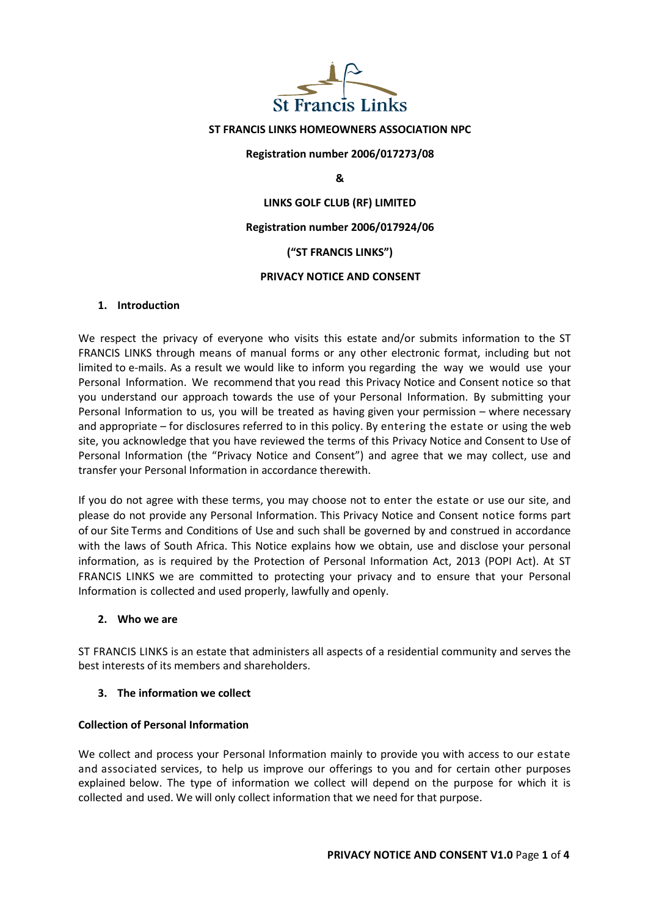St Francis Links

**ST FRANCIS LINKS HOMEOWNERS ASSOCIATION NPC**

**Registration number 2006/017273/08**

**&**

**LINKS GOLF CLUB (RF) LIMITED**

**Registration number 2006/017924/06**

**("ST FRANCIS LINKS")**

**PRIVACY NOTICE AND CONSENT**

## 1. Introduction

We respect the privacy of everyone who visits this estate and/or submits information to the ST FRANCIS LINKS through means of manual forms or any other electronic format, including but not limited to e-mails. As a result we would like to inform you regarding the way we would use your Personal Information. We recommend that you read this Privacy Notice and Consent notice so that you understand our approach towards the use of your Personal Information. By submitting your Personal Information to us, you will be treated as having given your permission – where necessary and appropriate – for disclosures referred to in this policy. By entering the estate or using the web site, you acknowledge that you have reviewed the terms of this Privacy Notice and Consent to Use of Personal Information (the "Privacy Notice and Consent") and agree that we may collect, use and transfer your Personal Information in accordance therewith.

If you do not agree with these terms, you may choose not to enter the estate or use our site, and please do not provide any Personal Information. This Privacy Notice and Consent notice forms part of our Site Terms and Conditions of Use and such shall be governed by and construed in accordance with the laws of South Africa. This Notice explains how we obtain, use and disclose your personal information, as is required by the Protection of Personal Information Act, 2013 (POPI Act). At ST FRANCIS LINKS we are committed to protecting your privacy and to ensure that your Personal Information is collected and used properly, lawfully and openly.

## 2. Who we are

ST FRANCIS LINKS is an estate that administers all aspects of a residential community and serves the best interests of its members and shareholders.

## 3. The information we collect

### Collection of Personal Information

We collect and process your Personal Information mainly to provide you with access to our estate and associated services, to help us improve our offerings to you and for certain other purposes explained below. The type of information we collect will depend on the purpose for which it is collected and used. We will only collect information that we need for that purpose.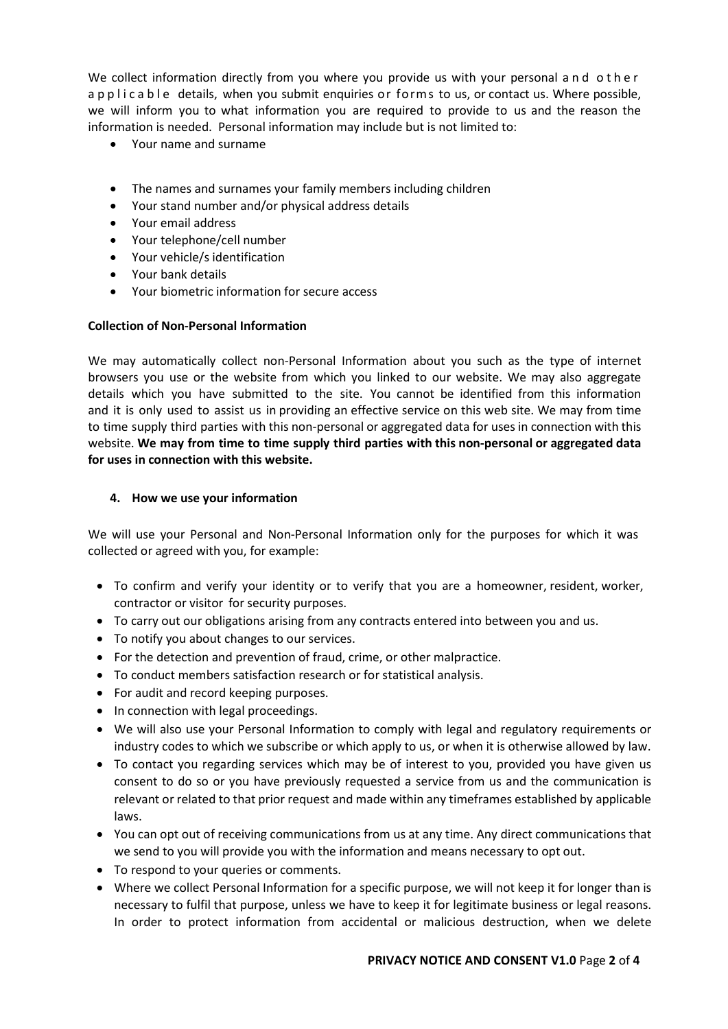We collect information directly from you where you provide us with your personal and other applicable details, when you submit enquiries or forms to us, or contact us. Where possible, we will inform you to what information you are required to provide to us and the reason the information is needed. Personal information may include but is not limited to:

- Your name and surname
- The names and surnames your family members including children
- Your stand number and/or physical address details
- Your email address
- Your telephone/cell number
- Your vehicle/s identification
- Your bank details
- Your biometric information for secure access

**Collection of Non-Personal Information**

We may automatically collect non-Personal Information about you such as the type of internet browsers you use or the website from which you linked to our website. We may also aggregate details which you have submitted to the site. You cannot be identified from this information and it is only used to assist us in providing an effective service on this web site. We may from time to time supply third parties with this non-personal or aggregated data for uses in connection with this website. **We may from time to time supply third parties with this non-personal or aggregated data for uses in connection with this website.**

## 4. How we use your information

We will use your Personal and Non-Personal Information only for the purposes for which it was collected or agreed with you, for example:

- To confirm and verify your identity or to verify that you are a homeowner, resident, worker, contractor or visitor for security purposes.
- To carry out our obligations arising from any contracts entered into between you and us.
- To notify you about changes to our services.
- For the detection and prevention of fraud, crime, or other malpractice.
- To conduct members satisfaction research or for statistical analysis.
- For audit and record keeping purposes.
- In connection with legal proceedings.
- We will also use your Personal Information to comply with legal and regulatory requirements or industry codes to which we subscribe or which apply to us, or when it is otherwise allowed by law.
- To contact you regarding services which may be of interest to you, provided you have given us consent to do so or you have previously requested a service from us and the communication is relevant or related to that prior request and made within any timeframes established by applicable laws.
- You can opt out of receiving communications from us at any time. Any direct communications that we send to you will provide you with the information and means necessary to opt out.
- To respond to your queries or comments.
- Where we collect Personal Information for a specific purpose, we will not keep it for longer than is necessary to fulfil that purpose, unless we have to keep it for legitimate business or legal reasons. In order to protect information from accidental or malicious destruction, when we delete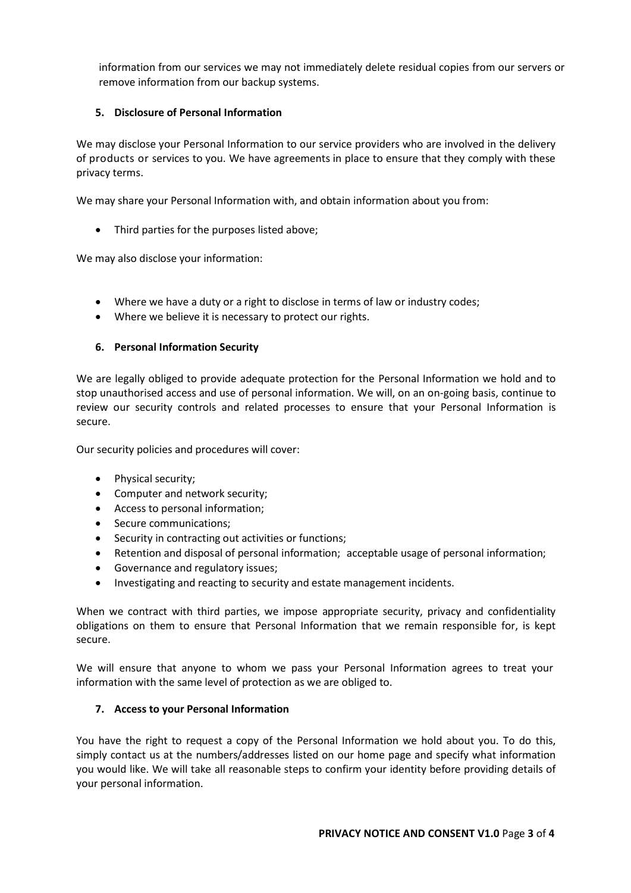information from our services we may not immediately delete residual copies from our servers or remove information from our backup systems.

### 5. Disclosure of Personal Information

We may disclose your Personal Information to our service providers who are involved in the delivery of products or services to you. We have agreements in place to ensure that they comply with these privacy terms.

We may share your Personal Information with, and obtain information about you from:

- Third parties for the purposes listed above;

We may also disclose your information:

- Where we have a duty or a right to disclose in terms of law or industry codes;
- Where we believe it is necessary to protect our rights.

### 6. Personal Information Security

We are legally obliged to provide adequate protection for the Personal Information we hold and to stop unauthorised access and use of personal information. We will, on an on-going basis, continue to review our security controls and related processes to ensure that your Personal Information is secure.

Our security policies and procedures will cover:

- Physical security;
- Computer and network security;
- Access to personal information;
- Secure communications;
- Security in contracting out activities or functions;
- Retention and disposal of personal information; acceptable usage of personal information;
- Governance and regulatory issues;
- Investigating and reacting to security and estate management incidents.

When we contract with third parties, we impose appropriate security, privacy and confidentiality obligations on them to ensure that Personal Information that we remain responsible for, is kept secure.

We will ensure that anyone to whom we pass your Personal Information agrees to treat your information with the same level of protection as we are obliged to.

### 7. Access to your Personal Information

You have the right to request a copy of the Personal Information we hold about you. To do this, simply contact us at the numbers/addresses listed on our home page and specify what information you would like. We will take all reasonable steps to confirm your identity before providing details of your personal information.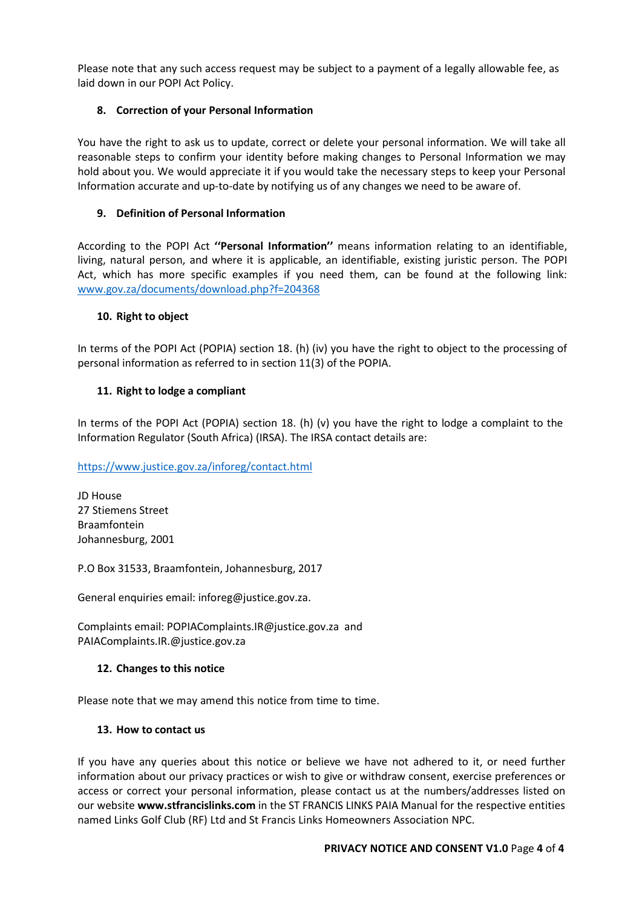Please note that any such access request may be subject to a payment of a legally allowable fee, as laid down in our POPI Act Policy.

## 8. Correction of your Personal Information

You have the right to ask us to update, correct or delete your personal information. We will take all reasonable steps to confirm your identity before making changes to Personal Information we may hold about you. We would appreciate it if you would take the necessary steps to keep your Personal Information accurate and up-to-date by notifying us of any changes we need to be aware of.

## 9. Definition of Personal Information

According to the POPI Act **''Personal Information''** means information relating to an identifiable, living, natural person, and where it is applicable, an identifiable, existing juristic person. The POPI Act, which has more specific examples if you need them, can be found at the following link: [www.gov.za/documents/download.php?f=204368](www.gov.za/documents/download.php?f=204368)

## 10. Right to object

In terms of the POPI Act (POPIA) section 18. (h) (iv) you have the right to object to the processing of personal information as referred to in section 11(3) of the POPIA.

## 11. Right to lodge a compliant

In terms of the POPI Act (POPIA) section 18. (h) (v) you have the right to lodge a complaint to the Information Regulator (South Africa) (IRSA). The IRSA contact details are:

[https://www.justice.gov.za/inforeg/contact.html](https://www.justice.gov.za/inforeg/contact.html)

JD House
27 Stiemens Street
Braamfontein
Johannesburg, 2001

P.O Box 31533, Braamfontein, Johannesburg, 2017

General enquiries email: inforeg@justice.gov.za.

Complaints email: POPIAComplaints.IR@justice.gov.za and PAIAComplaints.IR.@justice.gov.za

## 12. Changes to this notice

Please note that we may amend this notice from time to time.

## 13. How to contact us

If you have any queries about this notice or believe we have not adhered to it, or need further information about our privacy practices or wish to give or withdraw consent, exercise preferences or access or correct your personal information, please contact us at the numbers/addresses listed on our website **www.stfrancislinks.com** in the ST FRANCIS LINKS PAIA Manual for the respective entities named Links Golf Club (RF) Ltd and St Francis Links Homeowners Association NPC.